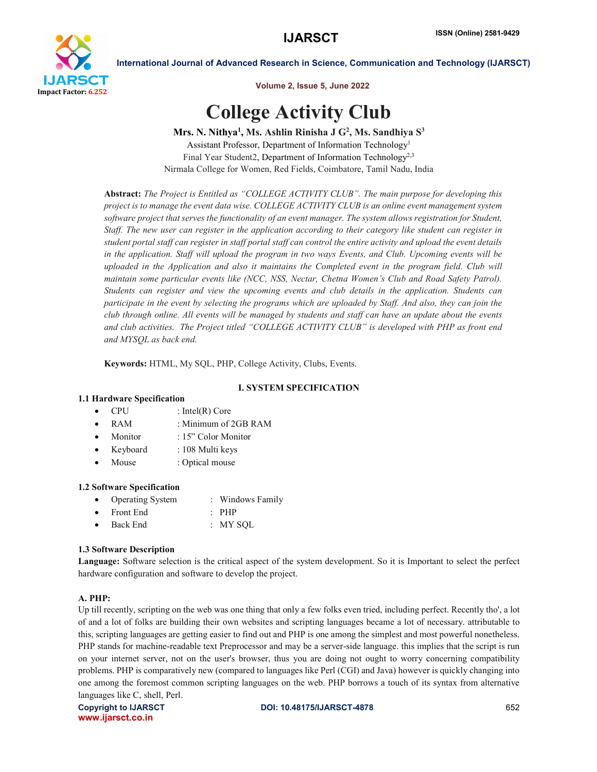# College Activity Club

**Mrs. N. Nithya[1], Ms. Ashlin Rinisha J G[2], Ms. Sandhiya S[3]**

Assistant Professor, Department of Information Technology[1]

Final Year Student2, Department of Information Technology[2,3]

Nirmala College for Women, Red Fields, Coimbatore, Tamil Nadu, India

**Abstract:** *The Project is Entitled as "COLLEGE ACTIVITY CLUB". The main purpose for developing this project is to manage the event data wise. COLLEGE ACTIVITY CLUB is an online event management system software project that serves the functionality of an event manager. The system allows registration for Student, Staff. The new user can register in the application according to their category like student can register in student portal staff can register in staff portal staff can control the entire activity and upload the event details in the application. Staff will upload the program in two ways Events, and Club. Upcoming events will be uploaded in the Application and also it maintains the Completed event in the program field. Club will maintain some particular events like (NCC, NSS, Nectar, Chetna Women's Club and Road Safety Patrol). Students can register and view the upcoming events and club details in the application. Students can participate in the event by selecting the programs which are uploaded by Staff. And also, they can join the club through online. All events will be managed by students and staff can have an update about the events and club activities. The Project titled "COLLEGE ACTIVITY CLUB" is developed with PHP as front end and MYSQL as back end.*

**Keywords:** HTML, My SQL, PHP, College Activity, Clubs, Events.

## I. SYSTEM SPECIFICATION

### 1.1 Hardware Specification

- CPU : Intel(R) Core
- RAM : Minimum of 2GB RAM
- Monitor : 15" Color Monitor
- Keyboard : 108 Multi keys
- Mouse : Optical mouse

### 1.2 Software Specification

- Operating System : Windows Family
- Front End : PHP
- Back End : MY SQL

### 1.3 Software Description

**Language:** Software selection is the critical aspect of the system development. So it is Important to select the perfect hardware configuration and software to develop the project.

#### A. PHP:

Up till recently, scripting on the web was one thing that only a few folks even tried, including perfect. Recently tho', a lot of and a lot of folks are building their own websites and scripting languages became a lot of necessary. attributable to this, scripting languages are getting easier to find out and PHP is one among the simplest and most powerful nonetheless. PHP stands for machine-readable text Preprocessor and may be a server-side language. this implies that the script is run on your internet server, not on the user's browser, thus you are doing not ought to worry concerning compatibility problems. PHP is comparatively new (compared to languages like Perl (CGI) and Java) however is quickly changing into one among the foremost common scripting languages on the web. PHP borrows a touch of its syntax from alternative languages like C, shell, Perl.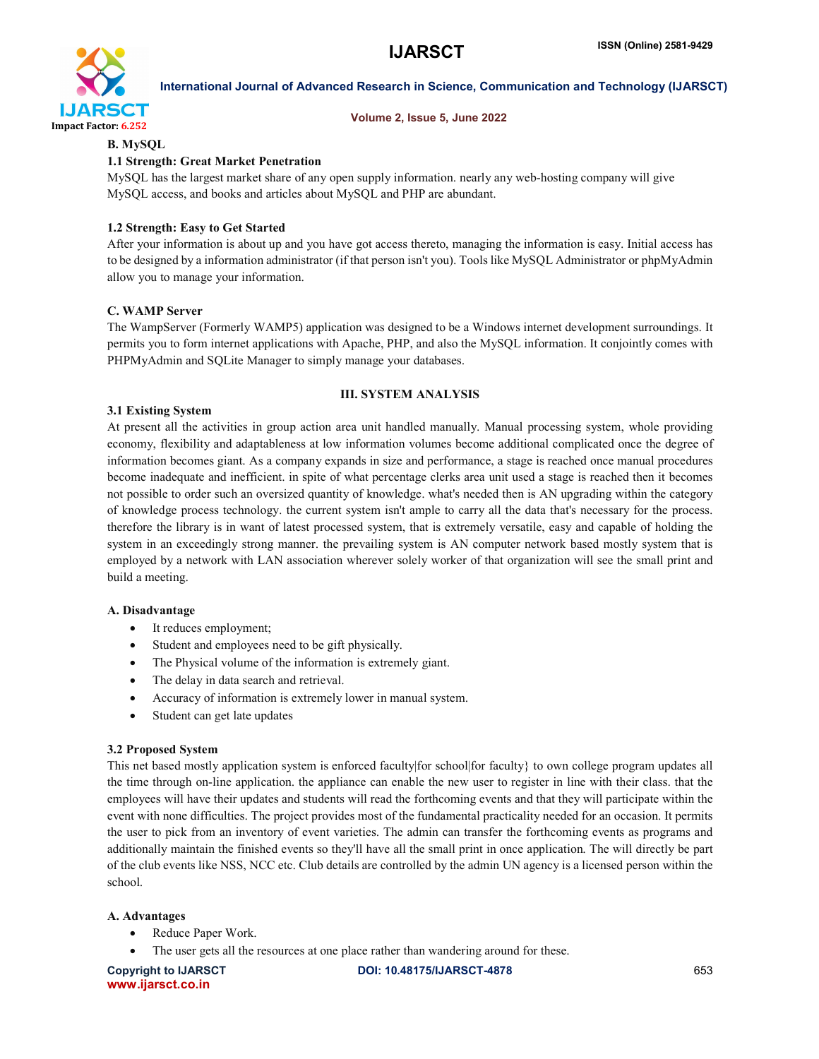### B. MySQL

#### 1.1 Strength: Great Market Penetration

MySQL has the largest market share of any open supply information. nearly any web-hosting company will give MySQL access, and books and articles about MySQL and PHP are abundant.

#### 1.2 Strength: Easy to Get Started

After your information is about up and you have got access thereto, managing the information is easy. Initial access has to be designed by a information administrator (if that person isn't you). Tools like MySQL Administrator or phpMyAdmin allow you to manage your information.

### C. WAMP Server

The WampServer (Formerly WAMP5) application was designed to be a Windows internet development surroundings. It permits you to form internet applications with Apache, PHP, and also the MySQL information. It conjointly comes with PHPMyAdmin and SQLite Manager to simply manage your databases.

## III. SYSTEM ANALYSIS

### 3.1 Existing System

At present all the activities in group action area unit handled manually. Manual processing system, whole providing economy, flexibility and adaptableness at low information volumes become additional complicated once the degree of information becomes giant. As a company expands in size and performance, a stage is reached once manual procedures become inadequate and inefficient. in spite of what percentage clerks area unit used a stage is reached then it becomes not possible to order such an oversized quantity of knowledge. what's needed then is AN upgrading within the category of knowledge process technology. the current system isn't ample to carry all the data that's necessary for the process. therefore the library is in want of latest processed system, that is extremely versatile, easy and capable of holding the system in an exceedingly strong manner. the prevailing system is AN computer network based mostly system that is employed by a network with LAN association wherever solely worker of that organization will see the small print and build a meeting.

#### A. Disadvantage

- It reduces employment;
- Student and employees need to be gift physically.
- The Physical volume of the information is extremely giant.
- The delay in data search and retrieval.
- Accuracy of information is extremely lower in manual system.
- Student can get late updates

### 3.2 Proposed System

This net based mostly application system is enforced faculty|for school|for faculty} to own college program updates all the time through on-line application. the appliance can enable the new user to register in line with their class. that the employees will have their updates and students will read the forthcoming events and that they will participate within the event with none difficulties. The project provides most of the fundamental practicality needed for an occasion. It permits the user to pick from an inventory of event varieties. The admin can transfer the forthcoming events as programs and additionally maintain the finished events so they'll have all the small print in once application. The will directly be part of the club events like NSS, NCC etc. Club details are controlled by the admin UN agency is a licensed person within the school.

#### A. Advantages

- Reduce Paper Work.
- The user gets all the resources at one place rather than wandering around for these.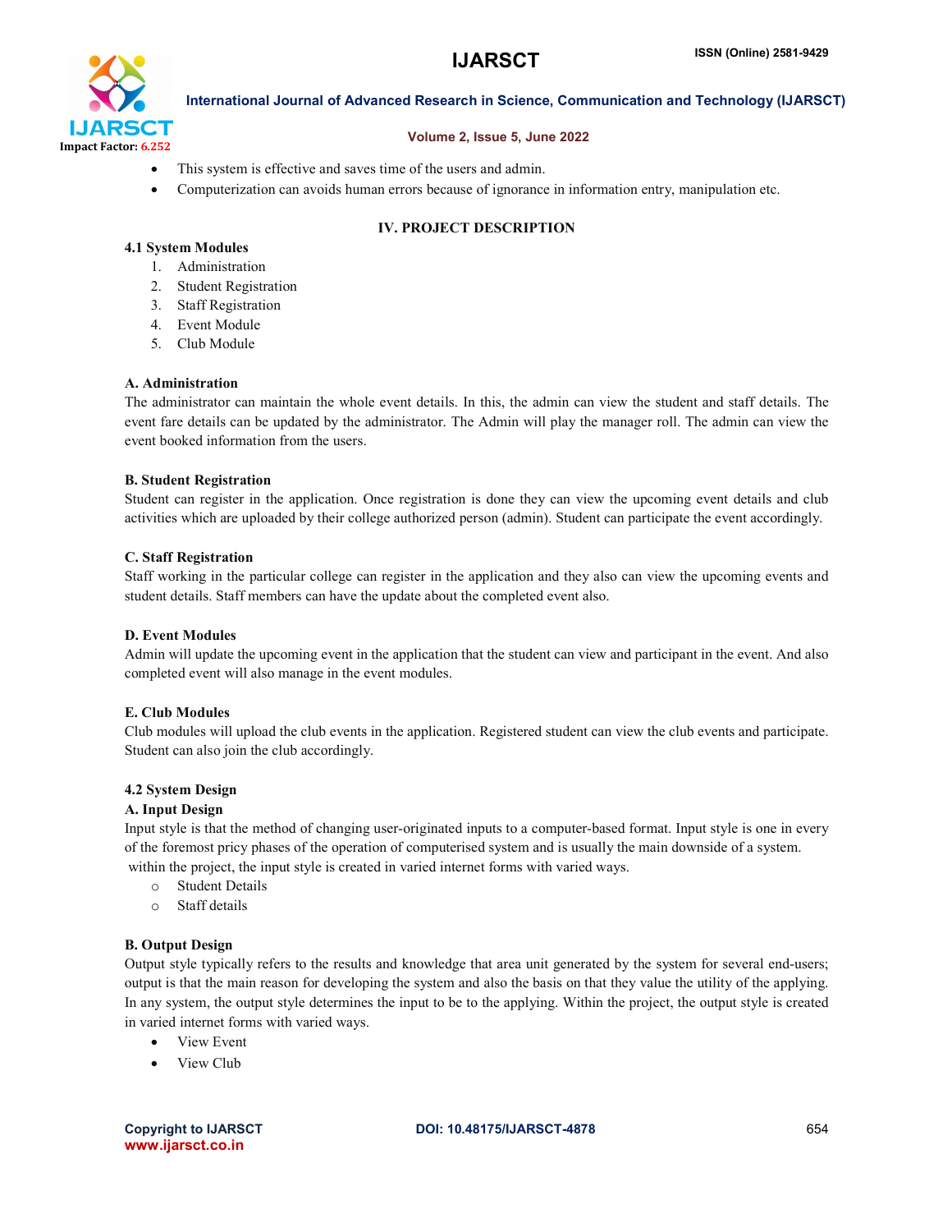- This system is effective and saves time of the users and admin.
- Computerization can avoids human errors because of ignorance in information entry, manipulation etc.

## IV. PROJECT DESCRIPTION

### 4.1 System Modules

1. Administration
2. Student Registration
3. Staff Registration
4. Event Module
5. Club Module

#### A. Administration

The administrator can maintain the whole event details. In this, the admin can view the student and staff details. The event fare details can be updated by the administrator. The Admin will play the manager roll. The admin can view the event booked information from the users.

#### B. Student Registration

Student can register in the application. Once registration is done they can view the upcoming event details and club activities which are uploaded by their college authorized person (admin). Student can participate the event accordingly.

#### C. Staff Registration

Staff working in the particular college can register in the application and they also can view the upcoming events and student details. Staff members can have the update about the completed event also.

#### D. Event Modules

Admin will update the upcoming event in the application that the student can view and participant in the event. And also completed event will also manage in the event modules.

#### E. Club Modules

Club modules will upload the club events in the application. Registered student can view the club events and participate. Student can also join the club accordingly.

### 4.2 System Design

#### A. Input Design

Input style is that the method of changing user-originated inputs to a computer-based format. Input style is one in every of the foremost pricy phases of the operation of computerised system and is usually the main downside of a system. within the project, the input style is created in varied internet forms with varied ways.

- Student Details
- Staff details

#### B. Output Design

Output style typically refers to the results and knowledge that area unit generated by the system for several end-users; output is that the main reason for developing the system and also the basis on that they value the utility of the applying. In any system, the output style determines the input to be to the applying. Within the project, the output style is created in varied internet forms with varied ways.

- View Event
- View Club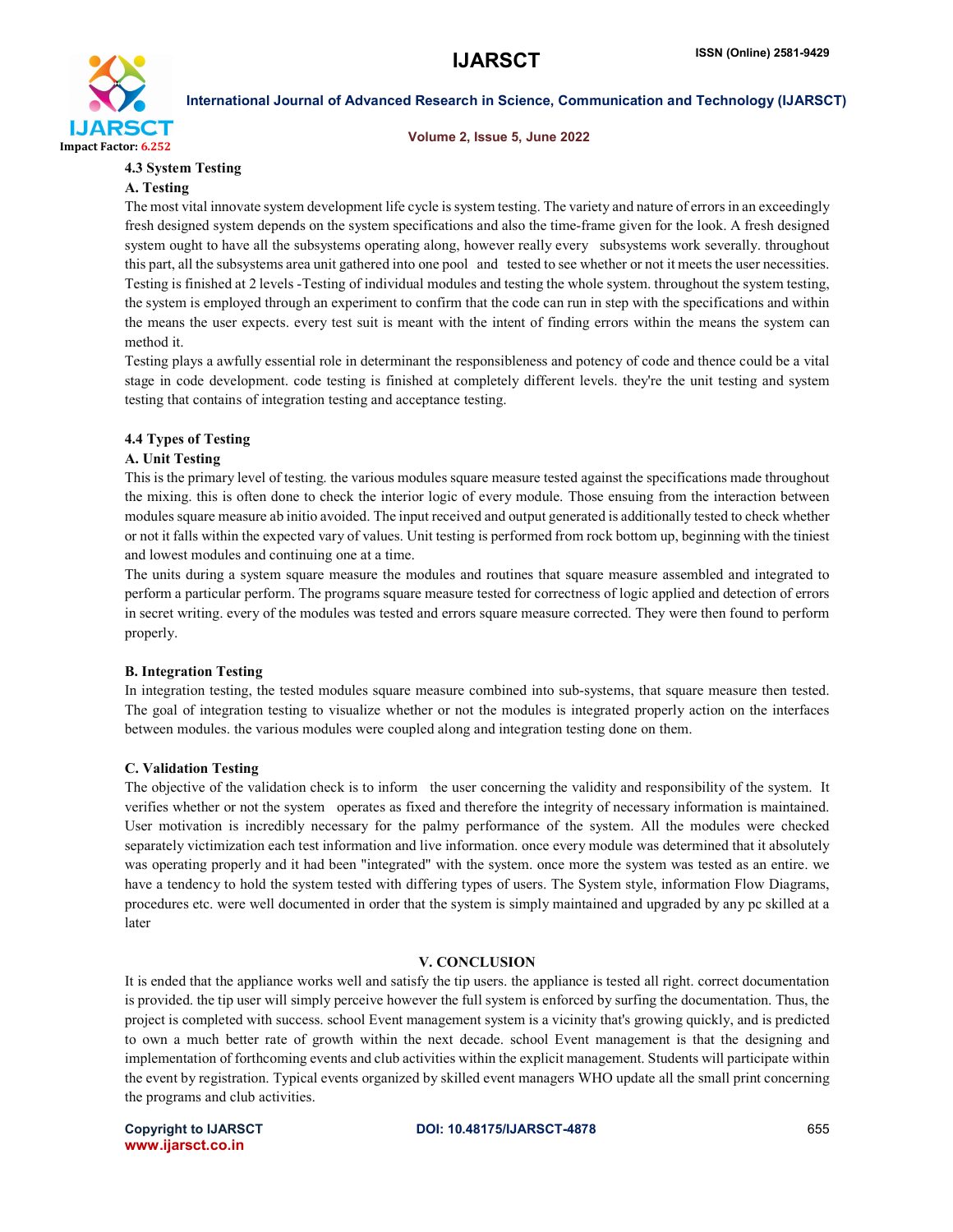### 4.3 System Testing

#### A. Testing

The most vital innovate system development life cycle is system testing. The variety and nature of errors in an exceedingly fresh designed system depends on the system specifications and also the time-frame given for the look. A fresh designed system ought to have all the subsystems operating along, however really every subsystems work severally. throughout this part, all the subsystems area unit gathered into one pool and tested to see whether or not it meets the user necessities. Testing is finished at 2 levels -Testing of individual modules and testing the whole system. throughout the system testing, the system is employed through an experiment to confirm that the code can run in step with the specifications and within the means the user expects. every test suit is meant with the intent of finding errors within the means the system can method it.

Testing plays a awfully essential role in determinant the responsibleness and potency of code and thence could be a vital stage in code development. code testing is finished at completely different levels. they're the unit testing and system testing that contains of integration testing and acceptance testing.

### 4.4 Types of Testing

#### A. Unit Testing

This is the primary level of testing. the various modules square measure tested against the specifications made throughout the mixing. this is often done to check the interior logic of every module. Those ensuing from the interaction between modules square measure ab initio avoided. The input received and output generated is additionally tested to check whether or not it falls within the expected vary of values. Unit testing is performed from rock bottom up, beginning with the tiniest and lowest modules and continuing one at a time.

The units during a system square measure the modules and routines that square measure assembled and integrated to perform a particular perform. The programs square measure tested for correctness of logic applied and detection of errors in secret writing. every of the modules was tested and errors square measure corrected. They were then found to perform properly.

#### B. Integration Testing

In integration testing, the tested modules square measure combined into sub-systems, that square measure then tested. The goal of integration testing to visualize whether or not the modules is integrated properly action on the interfaces between modules. the various modules were coupled along and integration testing done on them.

#### C. Validation Testing

The objective of the validation check is to inform the user concerning the validity and responsibility of the system. It verifies whether or not the system operates as fixed and therefore the integrity of necessary information is maintained. User motivation is incredibly necessary for the palmy performance of the system. All the modules were checked separately victimization each test information and live information. once every module was determined that it absolutely was operating properly and it had been "integrated" with the system. once more the system was tested as an entire. we have a tendency to hold the system tested with differing types of users. The System style, information Flow Diagrams, procedures etc. were well documented in order that the system is simply maintained and upgraded by any pc skilled at a later

## V. CONCLUSION

It is ended that the appliance works well and satisfy the tip users. the appliance is tested all right. correct documentation is provided. the tip user will simply perceive however the full system is enforced by surfing the documentation. Thus, the project is completed with success. school Event management system is a vicinity that's growing quickly, and is predicted to own a much better rate of growth within the next decade. school Event management is that the designing and implementation of forthcoming events and club activities within the explicit management. Students will participate within the event by registration. Typical events organized by skilled event managers WHO update all the small print concerning the programs and club activities.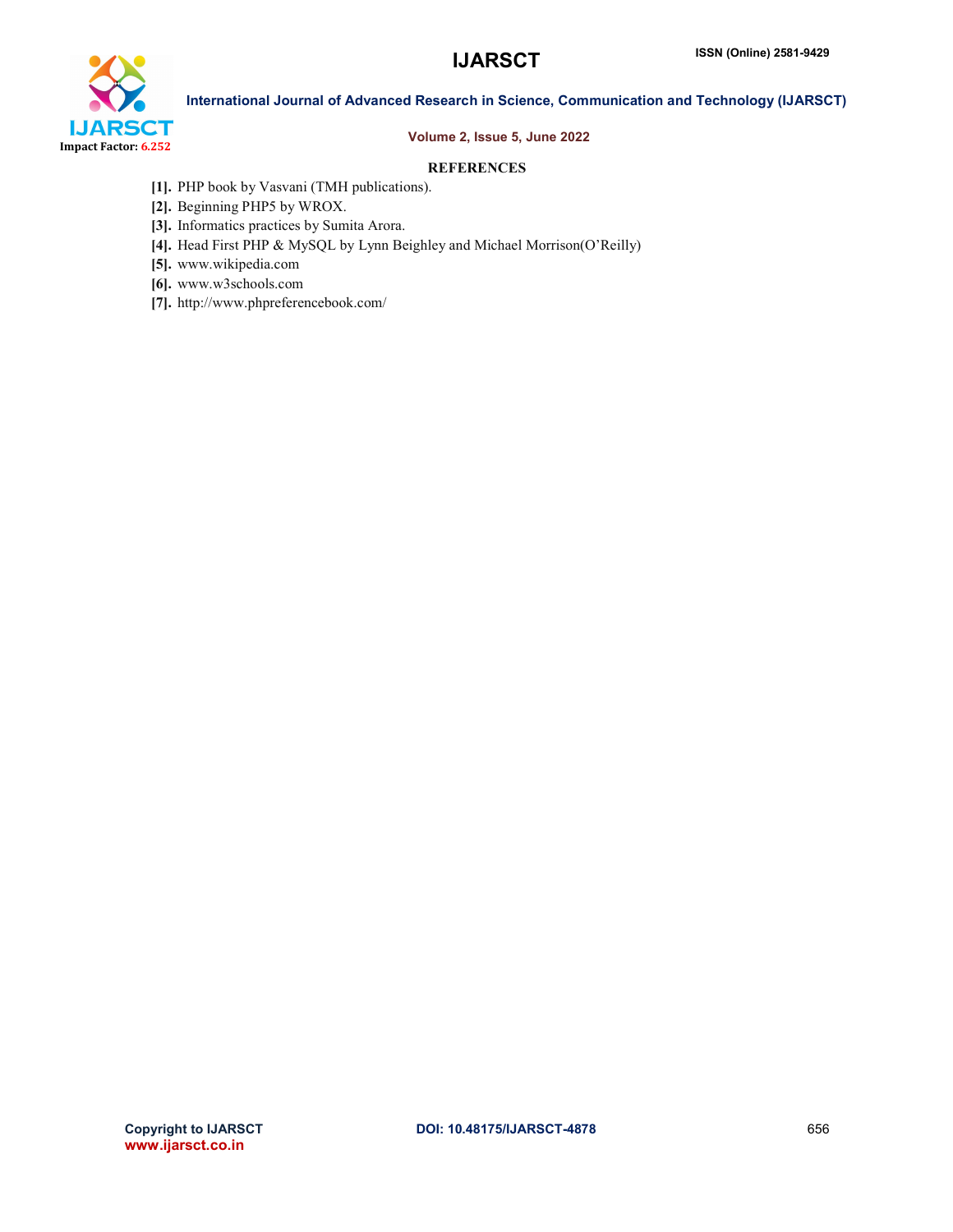## REFERENCES

[1]. PHP book by Vasvani (TMH publications).

[2]. Beginning PHP5 by WROX.

[3]. Informatics practices by Sumita Arora.

[4]. Head First PHP & MySQL by Lynn Beighley and Michael Morrison(O'Reilly)

[5]. www.wikipedia.com

[6]. www.w3schools.com

[7]. http://www.phpreferencebook.com/